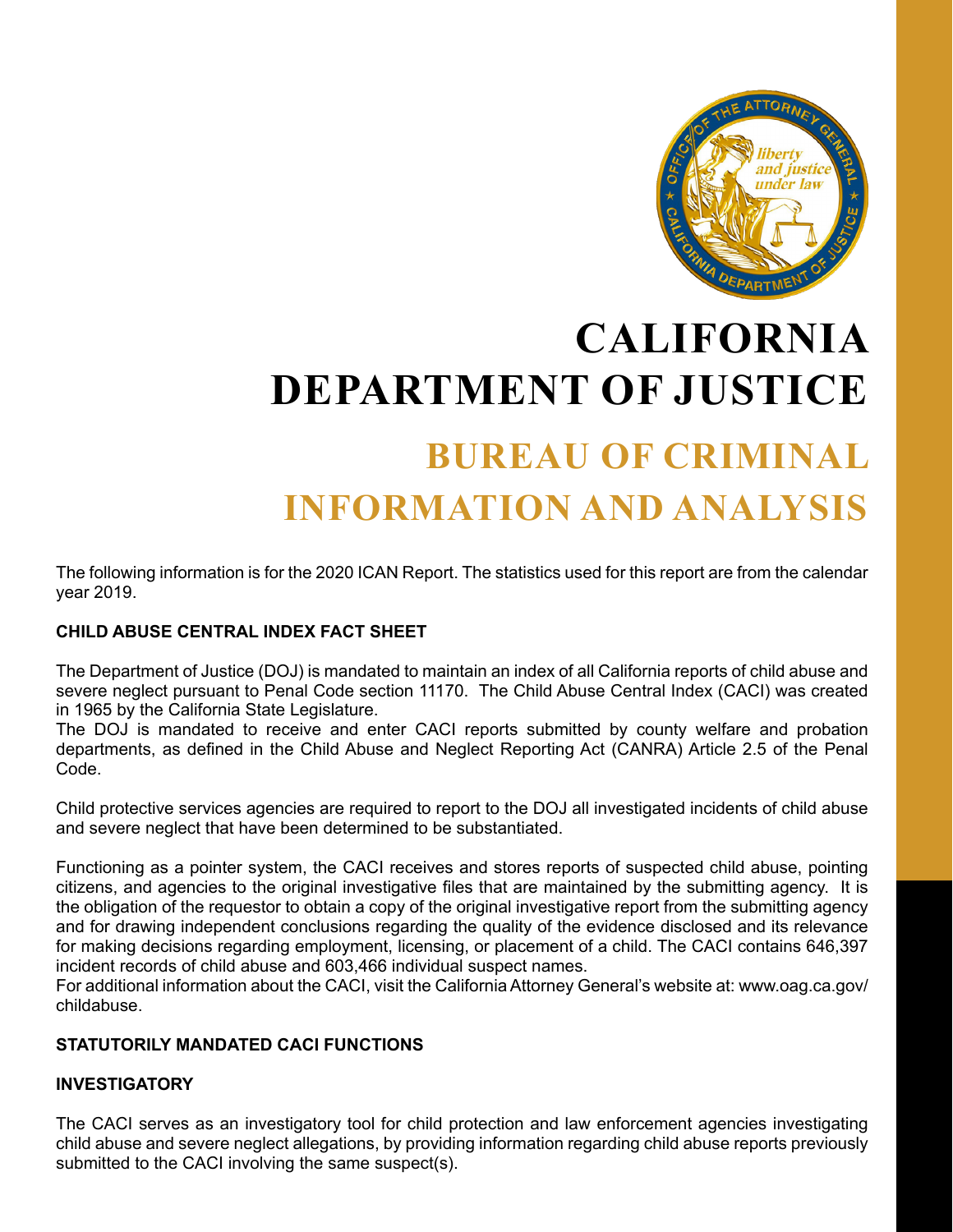# CALIFORNIA DEPARTMENT OF JUSTICE

## BUREAU OF CRIMINAL INFORMATION AND ANALYSIS

The following information is for the 2020 ICAN Report. The statistics used for this report are from the calendar year 2019.

### CHILD ABUSE CENTRAL INDEX FACT SHEET

The Department of Justice (DOJ) is mandated to maintain an index of all California reports of child abuse and severe neglect pursuant to Penal Code section 11170. The Child Abuse Central Index (CACI) was created in 1965 by the California State Legislature.
The DOJ is mandated to receive and enter CACI reports submitted by county welfare and probation departments, as defined in the Child Abuse and Neglect Reporting Act (CANRA) Article 2.5 of the Penal Code.

Child protective services agencies are required to report to the DOJ all investigated incidents of child abuse and severe neglect that have been determined to be substantiated.

Functioning as a pointer system, the CACI receives and stores reports of suspected child abuse, pointing citizens, and agencies to the original investigative files that are maintained by the submitting agency. It is the obligation of the requestor to obtain a copy of the original investigative report from the submitting agency and for drawing independent conclusions regarding the quality of the evidence disclosed and its relevance for making decisions regarding employment, licensing, or placement of a child. The CACI contains 646,397 incident records of child abuse and 603,466 individual suspect names.
For additional information about the CACI, visit the California Attorney General's website at: www.oag.ca.gov/childabuse.

### STATUTORILY MANDATED CACI FUNCTIONS

#### INVESTIGATORY

The CACI serves as an investigatory tool for child protection and law enforcement agencies investigating child abuse and severe neglect allegations, by providing information regarding child abuse reports previously submitted to the CACI involving the same suspect(s).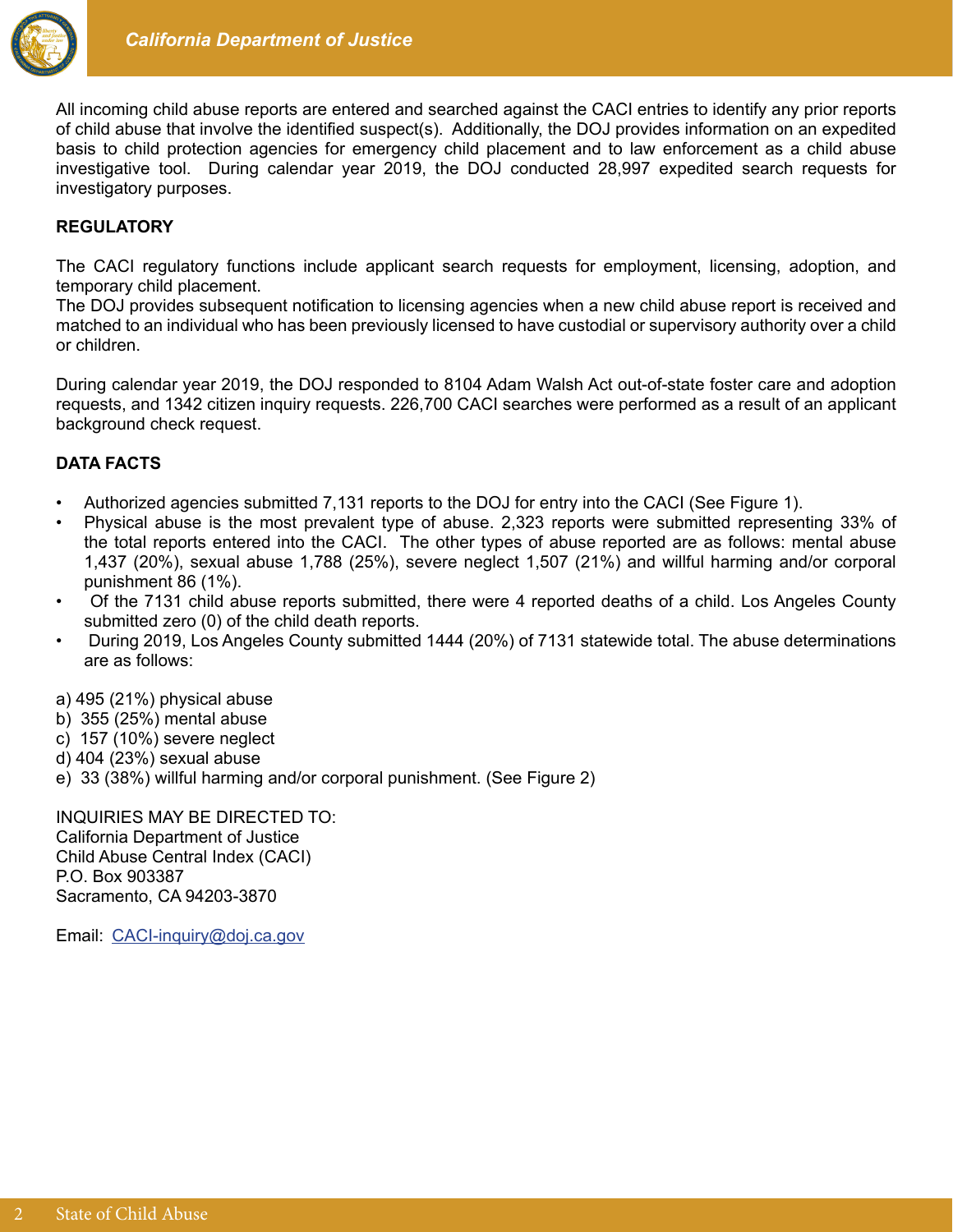All incoming child abuse reports are entered and searched against the CACI entries to identify any prior reports of child abuse that involve the identified suspect(s). Additionally, the DOJ provides information on an expedited basis to child protection agencies for emergency child placement and to law enforcement as a child abuse investigative tool. During calendar year 2019, the DOJ conducted 28,997 expedited search requests for investigatory purposes.

**REGULATORY**

The CACI regulatory functions include applicant search requests for employment, licensing, adoption, and temporary child placement.
The DOJ provides subsequent notification to licensing agencies when a new child abuse report is received and matched to an individual who has been previously licensed to have custodial or supervisory authority over a child or children.

During calendar year 2019, the DOJ responded to 8104 Adam Walsh Act out-of-state foster care and adoption requests, and 1342 citizen inquiry requests. 226,700 CACI searches were performed as a result of an applicant background check request.

**DATA FACTS**

- Authorized agencies submitted 7,131 reports to the DOJ for entry into the CACI (See Figure 1).
- Physical abuse is the most prevalent type of abuse. 2,323 reports were submitted representing 33% of the total reports entered into the CACI. The other types of abuse reported are as follows: mental abuse 1,437 (20%), sexual abuse 1,788 (25%), severe neglect 1,507 (21%) and willful harming and/or corporal punishment 86 (1%).
- Of the 7131 child abuse reports submitted, there were 4 reported deaths of a child. Los Angeles County submitted zero (0) of the child death reports.
- During 2019, Los Angeles County submitted 1444 (20%) of 7131 statewide total. The abuse determinations are as follows:

a) 495 (21%) physical abuse
b) 355 (25%) mental abuse
c) 157 (10%) severe neglect
d) 404 (23%) sexual abuse
e) 33 (38%) willful harming and/or corporal punishment. (See Figure 2)

INQUIRIES MAY BE DIRECTED TO:
California Department of Justice
Child Abuse Central Index (CACI)
P.O. Box 903387
Sacramento, CA 94203-3870

Email: CACI-inquiry@doj.ca.gov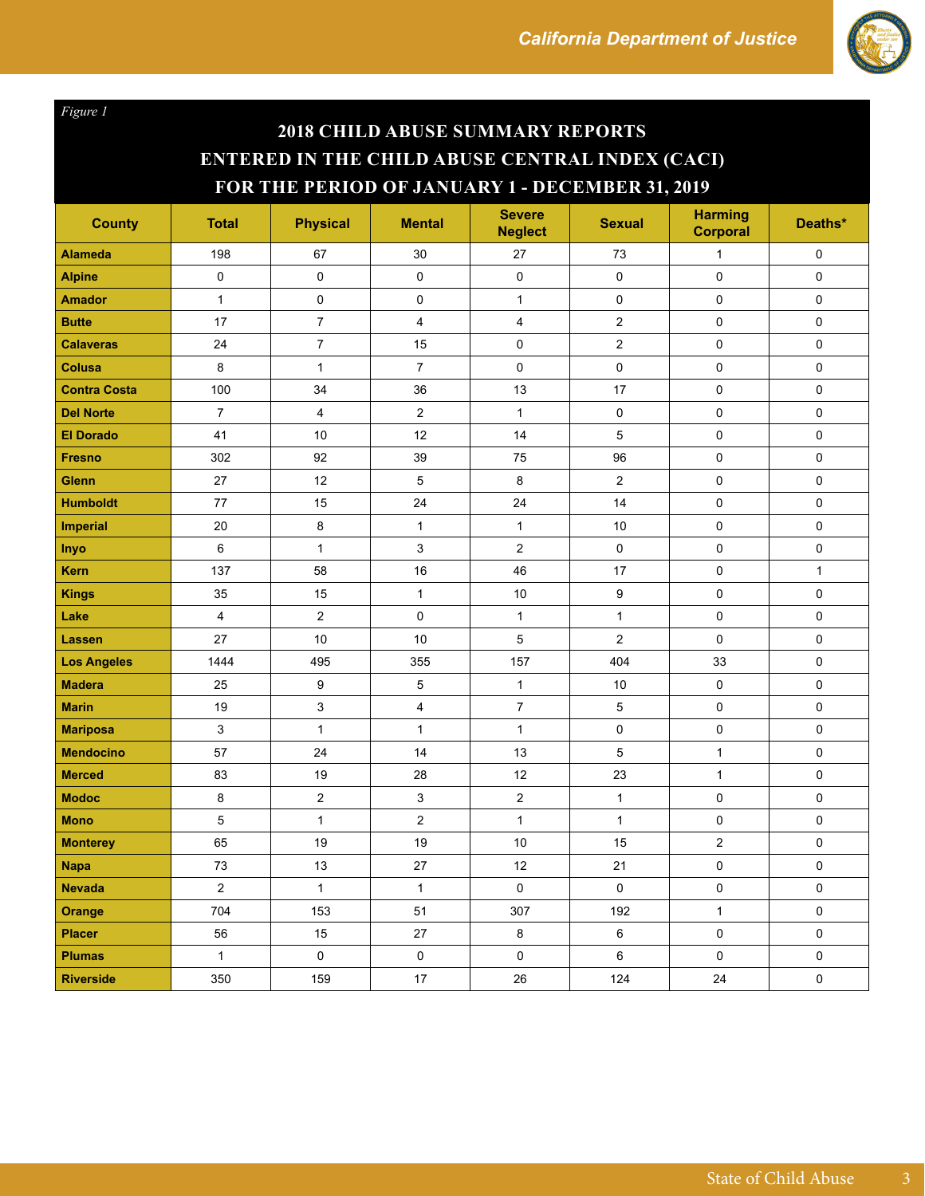*Figure 1*

## 2018 CHILD ABUSE SUMMARY REPORTS ENTERED IN THE CHILD ABUSE CENTRAL INDEX (CACI) FOR THE PERIOD OF JANUARY 1 - DECEMBER 31, 2019

| County | Total | Physical | Mental | Severe Neglect | Sexual | Harming Corporal | Deaths* |
|---|---|---|---|---|---|---|---|
| Alameda | 198 | 67 | 30 | 27 | 73 | 1 | 0 |
| Alpine | 0 | 0 | 0 | 0 | 0 | 0 | 0 |
| Amador | 1 | 0 | 0 | 1 | 0 | 0 | 0 |
| Butte | 17 | 7 | 4 | 4 | 2 | 0 | 0 |
| Calaveras | 24 | 7 | 15 | 0 | 2 | 0 | 0 |
| Colusa | 8 | 1 | 7 | 0 | 0 | 0 | 0 |
| Contra Costa | 100 | 34 | 36 | 13 | 17 | 0 | 0 |
| Del Norte | 7 | 4 | 2 | 1 | 0 | 0 | 0 |
| El Dorado | 41 | 10 | 12 | 14 | 5 | 0 | 0 |
| Fresno | 302 | 92 | 39 | 75 | 96 | 0 | 0 |
| Glenn | 27 | 12 | 5 | 8 | 2 | 0 | 0 |
| Humboldt | 77 | 15 | 24 | 24 | 14 | 0 | 0 |
| Imperial | 20 | 8 | 1 | 1 | 10 | 0 | 0 |
| Inyo | 6 | 1 | 3 | 2 | 0 | 0 | 0 |
| Kern | 137 | 58 | 16 | 46 | 17 | 0 | 1 |
| Kings | 35 | 15 | 1 | 10 | 9 | 0 | 0 |
| Lake | 4 | 2 | 0 | 1 | 1 | 0 | 0 |
| Lassen | 27 | 10 | 10 | 5 | 2 | 0 | 0 |
| Los Angeles | 1444 | 495 | 355 | 157 | 404 | 33 | 0 |
| Madera | 25 | 9 | 5 | 1 | 10 | 0 | 0 |
| Marin | 19 | 3 | 4 | 7 | 5 | 0 | 0 |
| Mariposa | 3 | 1 | 1 | 1 | 0 | 0 | 0 |
| Mendocino | 57 | 24 | 14 | 13 | 5 | 1 | 0 |
| Merced | 83 | 19 | 28 | 12 | 23 | 1 | 0 |
| Modoc | 8 | 2 | 3 | 2 | 1 | 0 | 0 |
| Mono | 5 | 1 | 2 | 1 | 1 | 0 | 0 |
| Monterey | 65 | 19 | 19 | 10 | 15 | 2 | 0 |
| Napa | 73 | 13 | 27 | 12 | 21 | 0 | 0 |
| Nevada | 2 | 1 | 1 | 0 | 0 | 0 | 0 |
| Orange | 704 | 153 | 51 | 307 | 192 | 1 | 0 |
| Placer | 56 | 15 | 27 | 8 | 6 | 0 | 0 |
| Plumas | 1 | 0 | 0 | 0 | 6 | 0 | 0 |
| Riverside | 350 | 159 | 17 | 26 | 124 | 24 | 0 |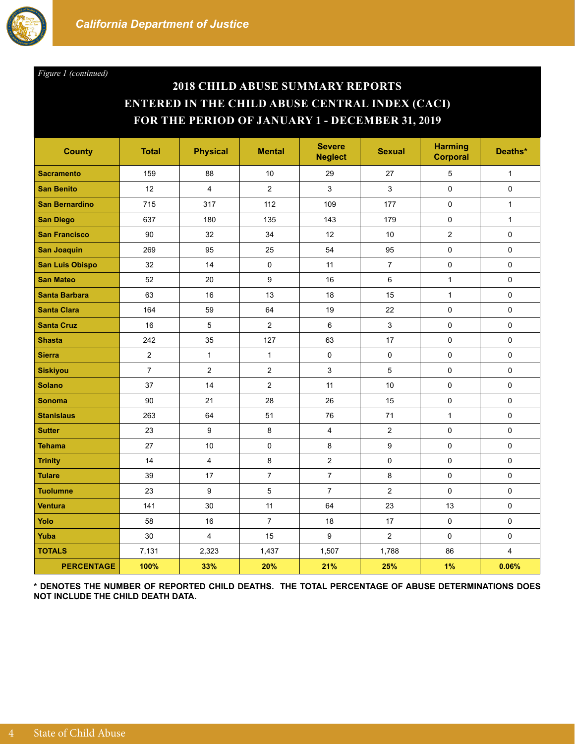*Figure 1 (continued)*

## 2018 CHILD ABUSE SUMMARY REPORTS ENTERED IN THE CHILD ABUSE CENTRAL INDEX (CACI) FOR THE PERIOD OF JANUARY 1 - DECEMBER 31, 2019

| County | Total | Physical | Mental | Severe Neglect | Sexual | Harming Corporal | Deaths* |
|---|---|---|---|---|---|---|---|
| **Sacramento** | 159 | 88 | 10 | 29 | 27 | 5 | 1 |
| **San Benito** | 12 | 4 | 2 | 3 | 3 | 0 | 0 |
| **San Bernardino** | 715 | 317 | 112 | 109 | 177 | 0 | 1 |
| **San Diego** | 637 | 180 | 135 | 143 | 179 | 0 | 1 |
| **San Francisco** | 90 | 32 | 34 | 12 | 10 | 2 | 0 |
| **San Joaquin** | 269 | 95 | 25 | 54 | 95 | 0 | 0 |
| **San Luis Obispo** | 32 | 14 | 0 | 11 | 7 | 0 | 0 |
| **San Mateo** | 52 | 20 | 9 | 16 | 6 | 1 | 0 |
| **Santa Barbara** | 63 | 16 | 13 | 18 | 15 | 1 | 0 |
| **Santa Clara** | 164 | 59 | 64 | 19 | 22 | 0 | 0 |
| **Santa Cruz** | 16 | 5 | 2 | 6 | 3 | 0 | 0 |
| **Shasta** | 242 | 35 | 127 | 63 | 17 | 0 | 0 |
| **Sierra** | 2 | 1 | 1 | 0 | 0 | 0 | 0 |
| **Siskiyou** | 7 | 2 | 2 | 3 | 5 | 0 | 0 |
| **Solano** | 37 | 14 | 2 | 11 | 10 | 0 | 0 |
| **Sonoma** | 90 | 21 | 28 | 26 | 15 | 0 | 0 |
| **Stanislaus** | 263 | 64 | 51 | 76 | 71 | 1 | 0 |
| **Sutter** | 23 | 9 | 8 | 4 | 2 | 0 | 0 |
| **Tehama** | 27 | 10 | 0 | 8 | 9 | 0 | 0 |
| **Trinity** | 14 | 4 | 8 | 2 | 0 | 0 | 0 |
| **Tulare** | 39 | 17 | 7 | 7 | 8 | 0 | 0 |
| **Tuolumne** | 23 | 9 | 5 | 7 | 2 | 0 | 0 |
| **Ventura** | 141 | 30 | 11 | 64 | 23 | 13 | 0 |
| **Yolo** | 58 | 16 | 7 | 18 | 17 | 0 | 0 |
| **Yuba** | 30 | 4 | 15 | 9 | 2 | 0 | 0 |
| **TOTALS** | 7,131 | 2,323 | 1,437 | 1,507 | 1,788 | 86 | 4 |
| **PERCENTAGE** | **100%** | **33%** | **20%** | **21%** | **25%** | **1%** | **0.06%** |

**\* DENOTES THE NUMBER OF REPORTED CHILD DEATHS. THE TOTAL PERCENTAGE OF ABUSE DETERMINATIONS DOES NOT INCLUDE THE CHILD DEATH DATA.**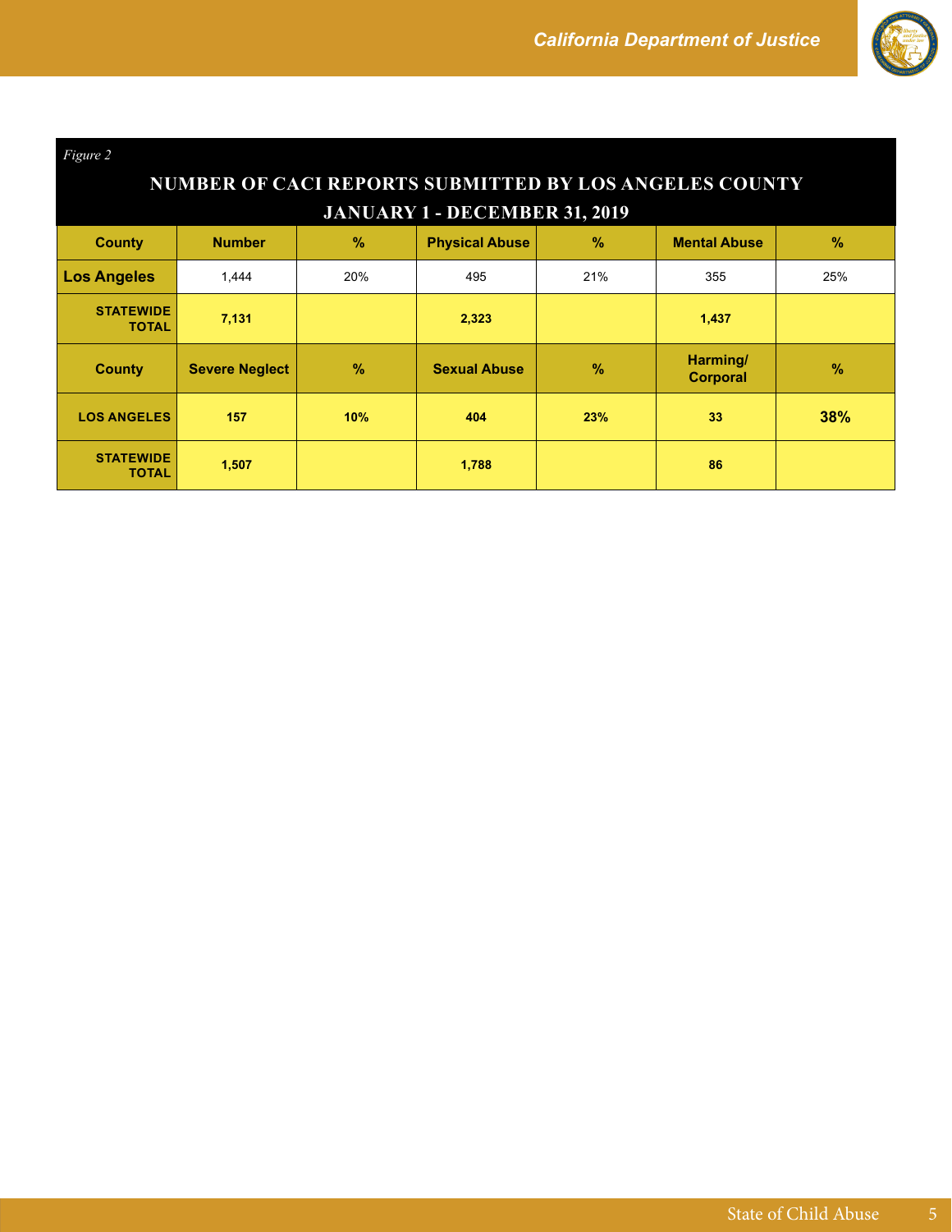*Figure 2*

## NUMBER OF CACI REPORTS SUBMITTED BY LOS ANGELES COUNTY
## JANUARY 1 - DECEMBER 31, 2019

| County | Number | % | Physical Abuse | % | Mental Abuse | % |
|---|---|---|---|---|---|---|
| **Los Angeles** | 1,444 | 20% | 495 | 21% | 355 | 25% |
| **STATEWIDE TOTAL** | **7,131** | | **2,323** | | **1,437** | |
| **County** | **Severe Neglect** | **%** | **Sexual Abuse** | **%** | **Harming/ Corporal** | **%** |
| **LOS ANGELES** | **157** | **10%** | **404** | **23%** | **33** | **38%** |
| **STATEWIDE TOTAL** | **1,507** | | **1,788** | | **86** | |